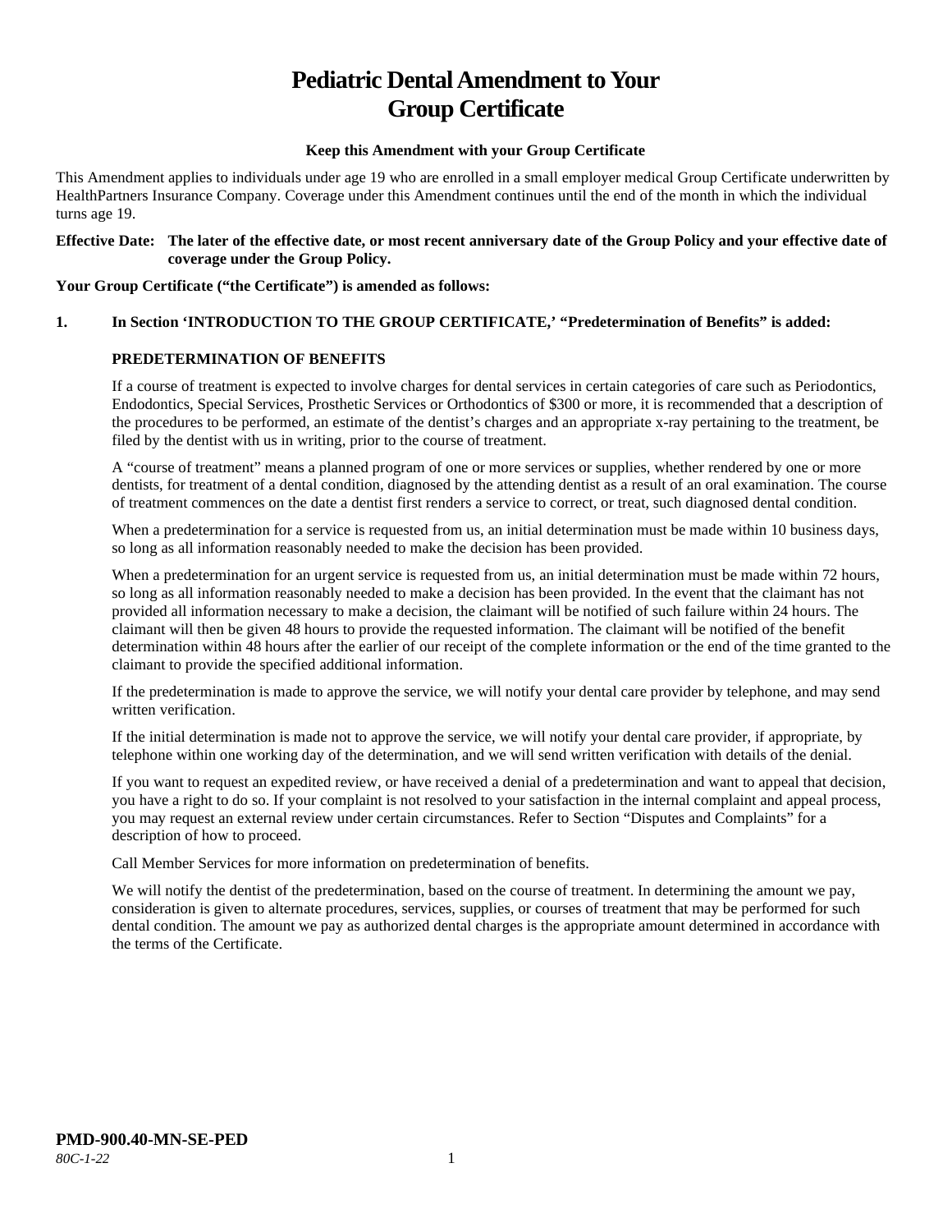# Pediatric Dental Amendment to Your Group Certificate

**Keep this Amendment with your Group Certificate**

This Amendment applies to individuals under age 19 who are enrolled in a small employer medical Group Certificate underwritten by HealthPartners Insurance Company. Coverage under this Amendment continues until the end of the month in which the individual turns age 19.

**Effective Date: The later of the effective date, or most recent anniversary date of the Group Policy and your effective date of coverage under the Group Policy.**

**Your Group Certificate ("the Certificate") is amended as follows:**

**1. In Section 'INTRODUCTION TO THE GROUP CERTIFICATE,' "Predetermination of Benefits" is added:**

**PREDETERMINATION OF BENEFITS**

If a course of treatment is expected to involve charges for dental services in certain categories of care such as Periodontics, Endodontics, Special Services, Prosthetic Services or Orthodontics of $300 or more, it is recommended that a description of the procedures to be performed, an estimate of the dentist's charges and an appropriate x-ray pertaining to the treatment, be filed by the dentist with us in writing, prior to the course of treatment.

A "course of treatment" means a planned program of one or more services or supplies, whether rendered by one or more dentists, for treatment of a dental condition, diagnosed by the attending dentist as a result of an oral examination. The course of treatment commences on the date a dentist first renders a service to correct, or treat, such diagnosed dental condition.

When a predetermination for a service is requested from us, an initial determination must be made within 10 business days, so long as all information reasonably needed to make the decision has been provided.

When a predetermination for an urgent service is requested from us, an initial determination must be made within 72 hours, so long as all information reasonably needed to make a decision has been provided. In the event that the claimant has not provided all information necessary to make a decision, the claimant will be notified of such failure within 24 hours. The claimant will then be given 48 hours to provide the requested information. The claimant will be notified of the benefit determination within 48 hours after the earlier of our receipt of the complete information or the end of the time granted to the claimant to provide the specified additional information.

If the predetermination is made to approve the service, we will notify your dental care provider by telephone, and may send written verification.

If the initial determination is made not to approve the service, we will notify your dental care provider, if appropriate, by telephone within one working day of the determination, and we will send written verification with details of the denial.

If you want to request an expedited review, or have received a denial of a predetermination and want to appeal that decision, you have a right to do so. If your complaint is not resolved to your satisfaction in the internal complaint and appeal process, you may request an external review under certain circumstances. Refer to Section "Disputes and Complaints" for a description of how to proceed.

Call Member Services for more information on predetermination of benefits.

We will notify the dentist of the predetermination, based on the course of treatment. In determining the amount we pay, consideration is given to alternate procedures, services, supplies, or courses of treatment that may be performed for such dental condition. The amount we pay as authorized dental charges is the appropriate amount determined in accordance with the terms of the Certificate.

**PMD-900.40-MN-SE-PED**
*80C-1-22*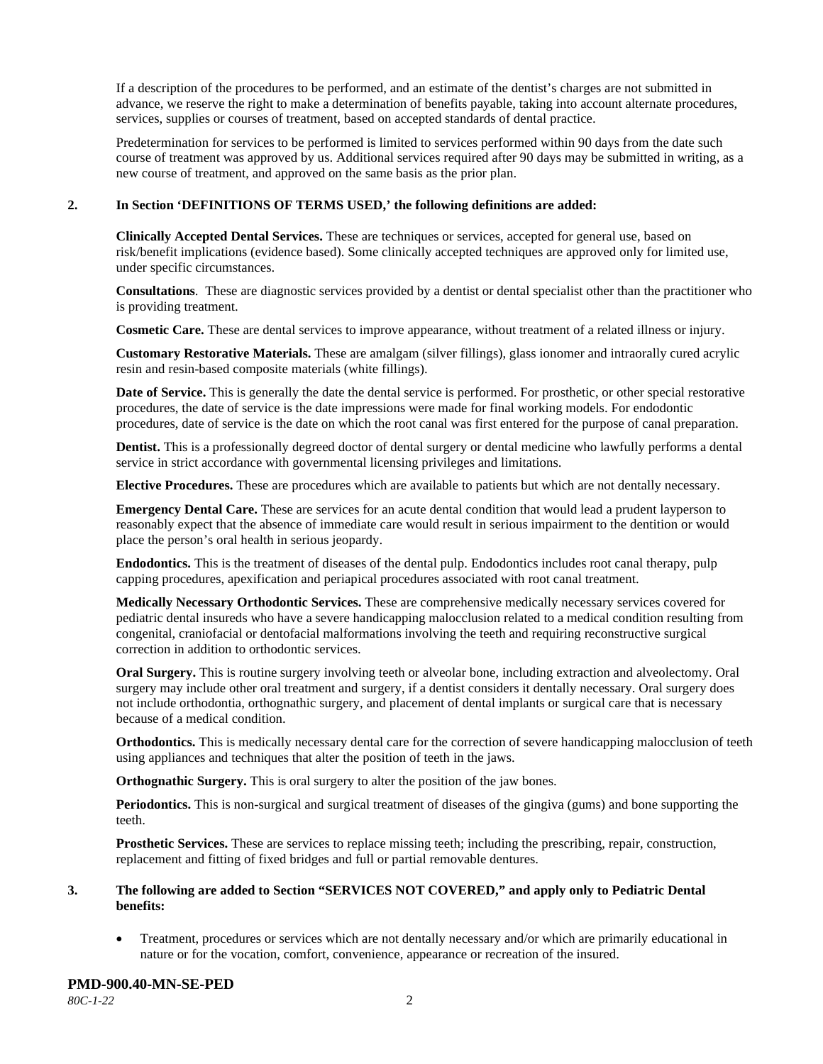If a description of the procedures to be performed, and an estimate of the dentist's charges are not submitted in advance, we reserve the right to make a determination of benefits payable, taking into account alternate procedures, services, supplies or courses of treatment, based on accepted standards of dental practice.

Predetermination for services to be performed is limited to services performed within 90 days from the date such course of treatment was approved by us. Additional services required after 90 days may be submitted in writing, as a new course of treatment, and approved on the same basis as the prior plan.

**2. In Section 'DEFINITIONS OF TERMS USED,' the following definitions are added:**

**Clinically Accepted Dental Services.** These are techniques or services, accepted for general use, based on risk/benefit implications (evidence based). Some clinically accepted techniques are approved only for limited use, under specific circumstances.

**Consultations**. These are diagnostic services provided by a dentist or dental specialist other than the practitioner who is providing treatment.

**Cosmetic Care.** These are dental services to improve appearance, without treatment of a related illness or injury.

**Customary Restorative Materials.** These are amalgam (silver fillings), glass ionomer and intraorally cured acrylic resin and resin-based composite materials (white fillings).

**Date of Service.** This is generally the date the dental service is performed. For prosthetic, or other special restorative procedures, the date of service is the date impressions were made for final working models. For endodontic procedures, date of service is the date on which the root canal was first entered for the purpose of canal preparation.

**Dentist.** This is a professionally degreed doctor of dental surgery or dental medicine who lawfully performs a dental service in strict accordance with governmental licensing privileges and limitations.

**Elective Procedures.** These are procedures which are available to patients but which are not dentally necessary.

**Emergency Dental Care.** These are services for an acute dental condition that would lead a prudent layperson to reasonably expect that the absence of immediate care would result in serious impairment to the dentition or would place the person's oral health in serious jeopardy.

**Endodontics.** This is the treatment of diseases of the dental pulp. Endodontics includes root canal therapy, pulp capping procedures, apexification and periapical procedures associated with root canal treatment.

**Medically Necessary Orthodontic Services.** These are comprehensive medically necessary services covered for pediatric dental insureds who have a severe handicapping malocclusion related to a medical condition resulting from congenital, craniofacial or dentofacial malformations involving the teeth and requiring reconstructive surgical correction in addition to orthodontic services.

**Oral Surgery.** This is routine surgery involving teeth or alveolar bone, including extraction and alveolectomy. Oral surgery may include other oral treatment and surgery, if a dentist considers it dentally necessary. Oral surgery does not include orthodontia, orthognathic surgery, and placement of dental implants or surgical care that is necessary because of a medical condition.

**Orthodontics.** This is medically necessary dental care for the correction of severe handicapping malocclusion of teeth using appliances and techniques that alter the position of teeth in the jaws.

**Orthognathic Surgery.** This is oral surgery to alter the position of the jaw bones.

**Periodontics.** This is non-surgical and surgical treatment of diseases of the gingiva (gums) and bone supporting the teeth.

**Prosthetic Services.** These are services to replace missing teeth; including the prescribing, repair, construction, replacement and fitting of fixed bridges and full or partial removable dentures.

**3. The following are added to Section "SERVICES NOT COVERED," and apply only to Pediatric Dental benefits:**

- Treatment, procedures or services which are not dentally necessary and/or which are primarily educational in nature or for the vocation, comfort, convenience, appearance or recreation of the insured.

**PMD-900.40-MN-SE-PED**

*80C-1-22*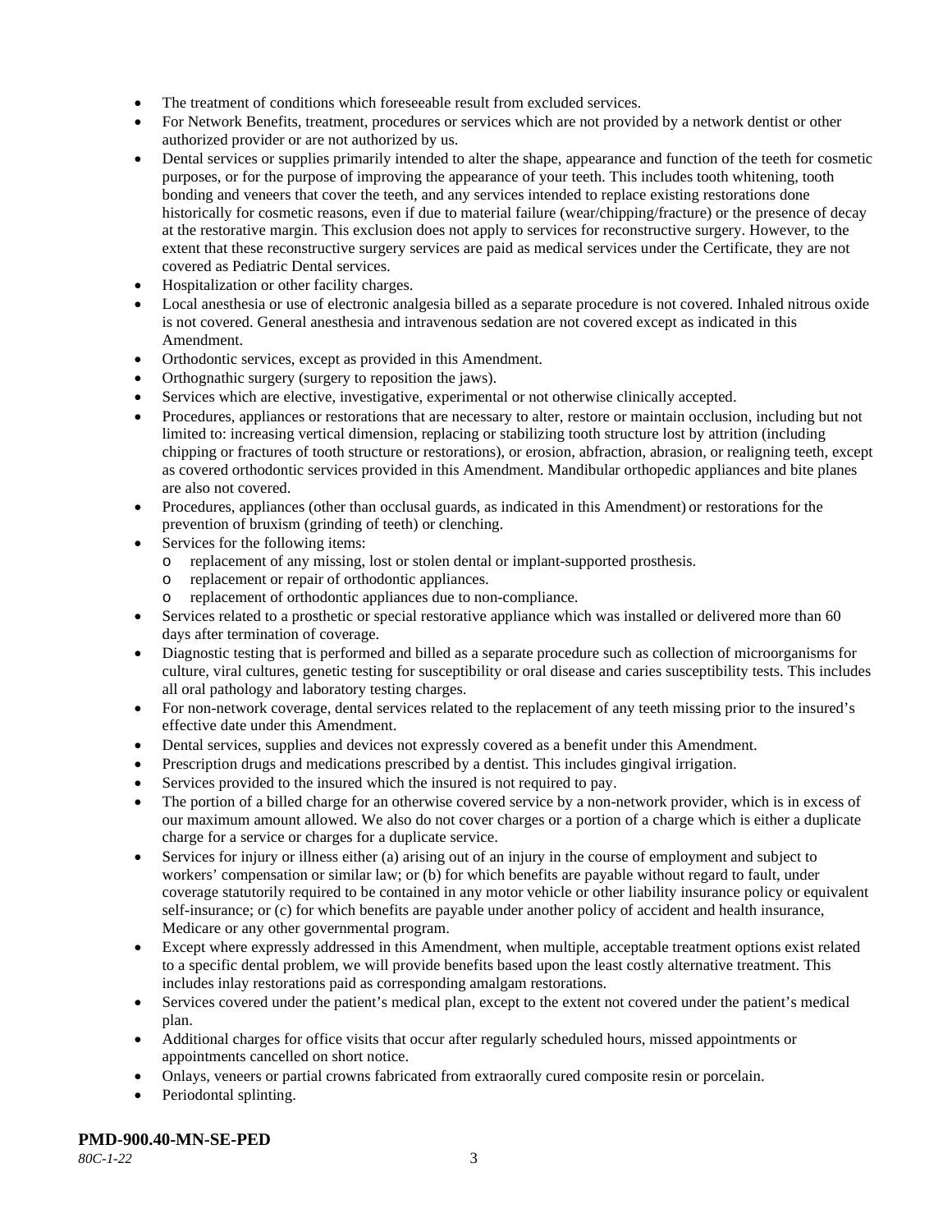- The treatment of conditions which foreseeable result from excluded services.
- For Network Benefits, treatment, procedures or services which are not provided by a network dentist or other authorized provider or are not authorized by us.
- Dental services or supplies primarily intended to alter the shape, appearance and function of the teeth for cosmetic purposes, or for the purpose of improving the appearance of your teeth. This includes tooth whitening, tooth bonding and veneers that cover the teeth, and any services intended to replace existing restorations done historically for cosmetic reasons, even if due to material failure (wear/chipping/fracture) or the presence of decay at the restorative margin. This exclusion does not apply to services for reconstructive surgery. However, to the extent that these reconstructive surgery services are paid as medical services under the Certificate, they are not covered as Pediatric Dental services.
- Hospitalization or other facility charges.
- Local anesthesia or use of electronic analgesia billed as a separate procedure is not covered. Inhaled nitrous oxide is not covered. General anesthesia and intravenous sedation are not covered except as indicated in this Amendment.
- Orthodontic services, except as provided in this Amendment.
- Orthognathic surgery (surgery to reposition the jaws).
- Services which are elective, investigative, experimental or not otherwise clinically accepted.
- Procedures, appliances or restorations that are necessary to alter, restore or maintain occlusion, including but not limited to: increasing vertical dimension, replacing or stabilizing tooth structure lost by attrition (including chipping or fractures of tooth structure or restorations), or erosion, abfraction, abrasion, or realigning teeth, except as covered orthodontic services provided in this Amendment. Mandibular orthopedic appliances and bite planes are also not covered.
- Procedures, appliances (other than occlusal guards, as indicated in this Amendment) or restorations for the prevention of bruxism (grinding of teeth) or clenching.
- Services for the following items:
  - replacement of any missing, lost or stolen dental or implant-supported prosthesis.
  - replacement or repair of orthodontic appliances.
  - replacement of orthodontic appliances due to non-compliance.
- Services related to a prosthetic or special restorative appliance which was installed or delivered more than 60 days after termination of coverage.
- Diagnostic testing that is performed and billed as a separate procedure such as collection of microorganisms for culture, viral cultures, genetic testing for susceptibility or oral disease and caries susceptibility tests. This includes all oral pathology and laboratory testing charges.
- For non-network coverage, dental services related to the replacement of any teeth missing prior to the insured's effective date under this Amendment.
- Dental services, supplies and devices not expressly covered as a benefit under this Amendment.
- Prescription drugs and medications prescribed by a dentist. This includes gingival irrigation.
- Services provided to the insured which the insured is not required to pay.
- The portion of a billed charge for an otherwise covered service by a non-network provider, which is in excess of our maximum amount allowed. We also do not cover charges or a portion of a charge which is either a duplicate charge for a service or charges for a duplicate service.
- Services for injury or illness either (a) arising out of an injury in the course of employment and subject to workers' compensation or similar law; or (b) for which benefits are payable without regard to fault, under coverage statutorily required to be contained in any motor vehicle or other liability insurance policy or equivalent self-insurance; or (c) for which benefits are payable under another policy of accident and health insurance, Medicare or any other governmental program.
- Except where expressly addressed in this Amendment, when multiple, acceptable treatment options exist related to a specific dental problem, we will provide benefits based upon the least costly alternative treatment. This includes inlay restorations paid as corresponding amalgam restorations.
- Services covered under the patient's medical plan, except to the extent not covered under the patient's medical plan.
- Additional charges for office visits that occur after regularly scheduled hours, missed appointments or appointments cancelled on short notice.
- Onlays, veneers or partial crowns fabricated from extraorally cured composite resin or porcelain.
- Periodontal splinting.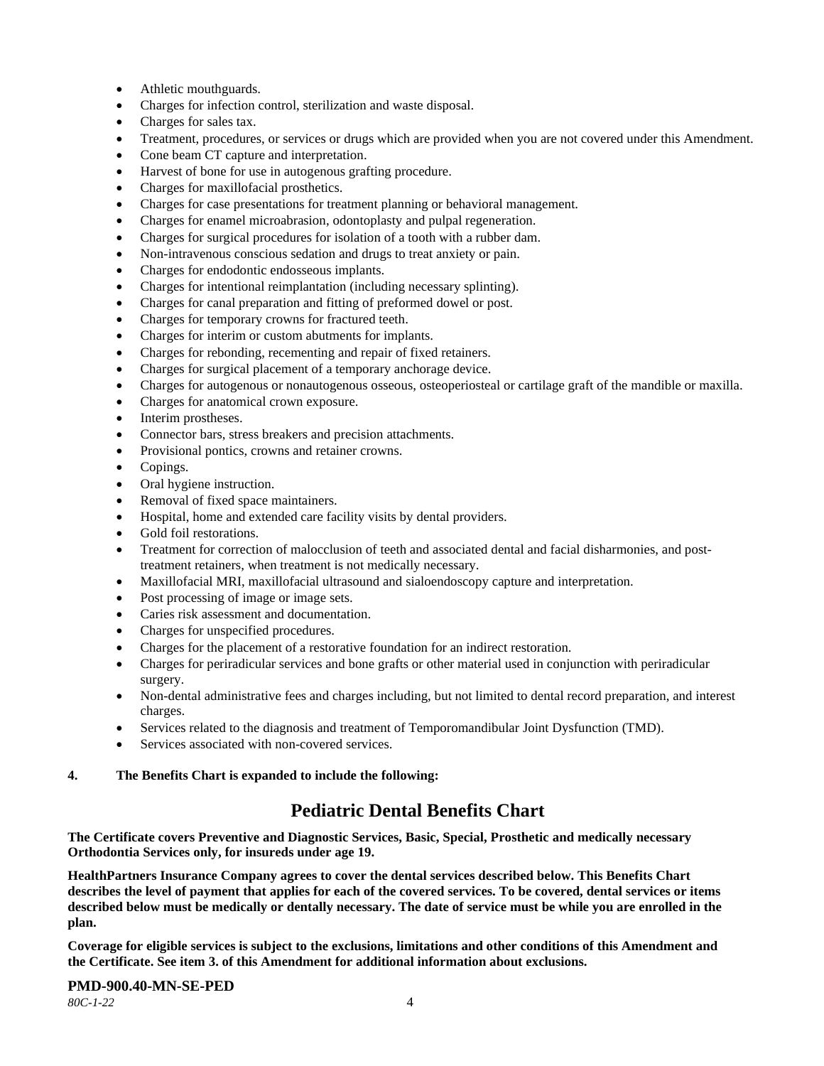- Athletic mouthguards.
- Charges for infection control, sterilization and waste disposal.
- Charges for sales tax.
- Treatment, procedures, or services or drugs which are provided when you are not covered under this Amendment.
- Cone beam CT capture and interpretation.
- Harvest of bone for use in autogenous grafting procedure.
- Charges for maxillofacial prosthetics.
- Charges for case presentations for treatment planning or behavioral management.
- Charges for enamel microabrasion, odontoplasty and pulpal regeneration.
- Charges for surgical procedures for isolation of a tooth with a rubber dam.
- Non-intravenous conscious sedation and drugs to treat anxiety or pain.
- Charges for endodontic endosseous implants.
- Charges for intentional reimplantation (including necessary splinting).
- Charges for canal preparation and fitting of preformed dowel or post.
- Charges for temporary crowns for fractured teeth.
- Charges for interim or custom abutments for implants.
- Charges for rebonding, recementing and repair of fixed retainers.
- Charges for surgical placement of a temporary anchorage device.
- Charges for autogenous or nonautogenous osseous, osteoperiosteal or cartilage graft of the mandible or maxilla.
- Charges for anatomical crown exposure.
- Interim prostheses.
- Connector bars, stress breakers and precision attachments.
- Provisional pontics, crowns and retainer crowns.
- Copings.
- Oral hygiene instruction.
- Removal of fixed space maintainers.
- Hospital, home and extended care facility visits by dental providers.
- Gold foil restorations.
- Treatment for correction of malocclusion of teeth and associated dental and facial disharmonies, and post-treatment retainers, when treatment is not medically necessary.
- Maxillofacial MRI, maxillofacial ultrasound and sialoendoscopy capture and interpretation.
- Post processing of image or image sets.
- Caries risk assessment and documentation.
- Charges for unspecified procedures.
- Charges for the placement of a restorative foundation for an indirect restoration.
- Charges for periradicular services and bone grafts or other material used in conjunction with periradicular surgery.
- Non-dental administrative fees and charges including, but not limited to dental record preparation, and interest charges.
- Services related to the diagnosis and treatment of Temporomandibular Joint Dysfunction (TMD).
- Services associated with non-covered services.

**4. The Benefits Chart is expanded to include the following:**

## Pediatric Dental Benefits Chart

**The Certificate covers Preventive and Diagnostic Services, Basic, Special, Prosthetic and medically necessary Orthodontia Services only, for insureds under age 19.**

**HealthPartners Insurance Company agrees to cover the dental services described below. This Benefits Chart describes the level of payment that applies for each of the covered services. To be covered, dental services or items described below must be medically or dentally necessary. The date of service must be while you are enrolled in the plan.**

**Coverage for eligible services is subject to the exclusions, limitations and other conditions of this Amendment and the Certificate. See item 3. of this Amendment for additional information about exclusions.**

**PMD-900.40-MN-SE-PED**

*80C-1-22*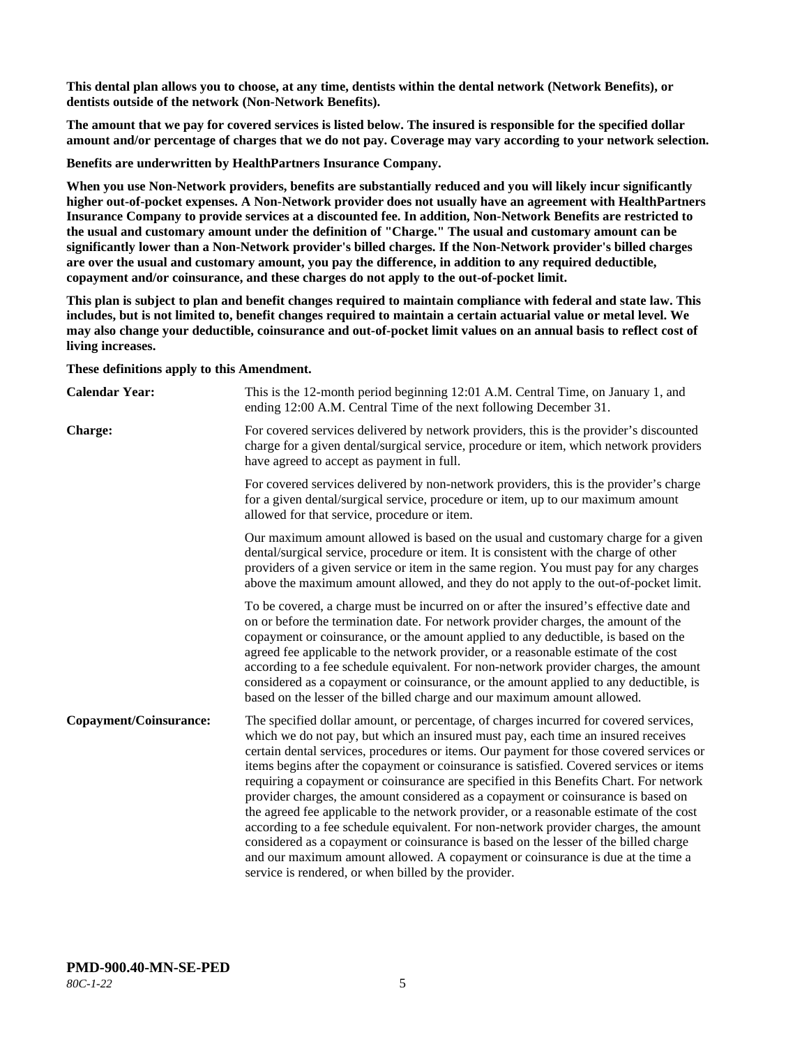**This dental plan allows you to choose, at any time, dentists within the dental network (Network Benefits), or dentists outside of the network (Non-Network Benefits).**

**The amount that we pay for covered services is listed below. The insured is responsible for the specified dollar amount and/or percentage of charges that we do not pay. Coverage may vary according to your network selection.**

**Benefits are underwritten by HealthPartners Insurance Company.**

**When you use Non-Network providers, benefits are substantially reduced and you will likely incur significantly higher out-of-pocket expenses. A Non-Network provider does not usually have an agreement with HealthPartners Insurance Company to provide services at a discounted fee. In addition, Non-Network Benefits are restricted to the usual and customary amount under the definition of "Charge." The usual and customary amount can be significantly lower than a Non-Network provider's billed charges. If the Non-Network provider's billed charges are over the usual and customary amount, you pay the difference, in addition to any required deductible, copayment and/or coinsurance, and these charges do not apply to the out-of-pocket limit.**

**This plan is subject to plan and benefit changes required to maintain compliance with federal and state law. This includes, but is not limited to, benefit changes required to maintain a certain actuarial value or metal level. We may also change your deductible, coinsurance and out-of-pocket limit values on an annual basis to reflect cost of living increases.**

**These definitions apply to this Amendment.**

**Calendar Year:** This is the 12-month period beginning 12:01 A.M. Central Time, on January 1, and ending 12:00 A.M. Central Time of the next following December 31.

**Charge:** For covered services delivered by network providers, this is the provider's discounted charge for a given dental/surgical service, procedure or item, which network providers have agreed to accept as payment in full.

For covered services delivered by non-network providers, this is the provider's charge for a given dental/surgical service, procedure or item, up to our maximum amount allowed for that service, procedure or item.

Our maximum amount allowed is based on the usual and customary charge for a given dental/surgical service, procedure or item. It is consistent with the charge of other providers of a given service or item in the same region. You must pay for any charges above the maximum amount allowed, and they do not apply to the out-of-pocket limit.

To be covered, a charge must be incurred on or after the insured's effective date and on or before the termination date. For network provider charges, the amount of the copayment or coinsurance, or the amount applied to any deductible, is based on the agreed fee applicable to the network provider, or a reasonable estimate of the cost according to a fee schedule equivalent. For non-network provider charges, the amount considered as a copayment or coinsurance, or the amount applied to any deductible, is based on the lesser of the billed charge and our maximum amount allowed.

**Copayment/Coinsurance:** The specified dollar amount, or percentage, of charges incurred for covered services, which we do not pay, but which an insured must pay, each time an insured receives certain dental services, procedures or items. Our payment for those covered services or items begins after the copayment or coinsurance is satisfied. Covered services or items requiring a copayment or coinsurance are specified in this Benefits Chart. For network provider charges, the amount considered as a copayment or coinsurance is based on the agreed fee applicable to the network provider, or a reasonable estimate of the cost according to a fee schedule equivalent. For non-network provider charges, the amount considered as a copayment or coinsurance is based on the lesser of the billed charge and our maximum amount allowed. A copayment or coinsurance is due at the time a service is rendered, or when billed by the provider.

**PMD-900.40-MN-SE-PED**

*80C-1-22*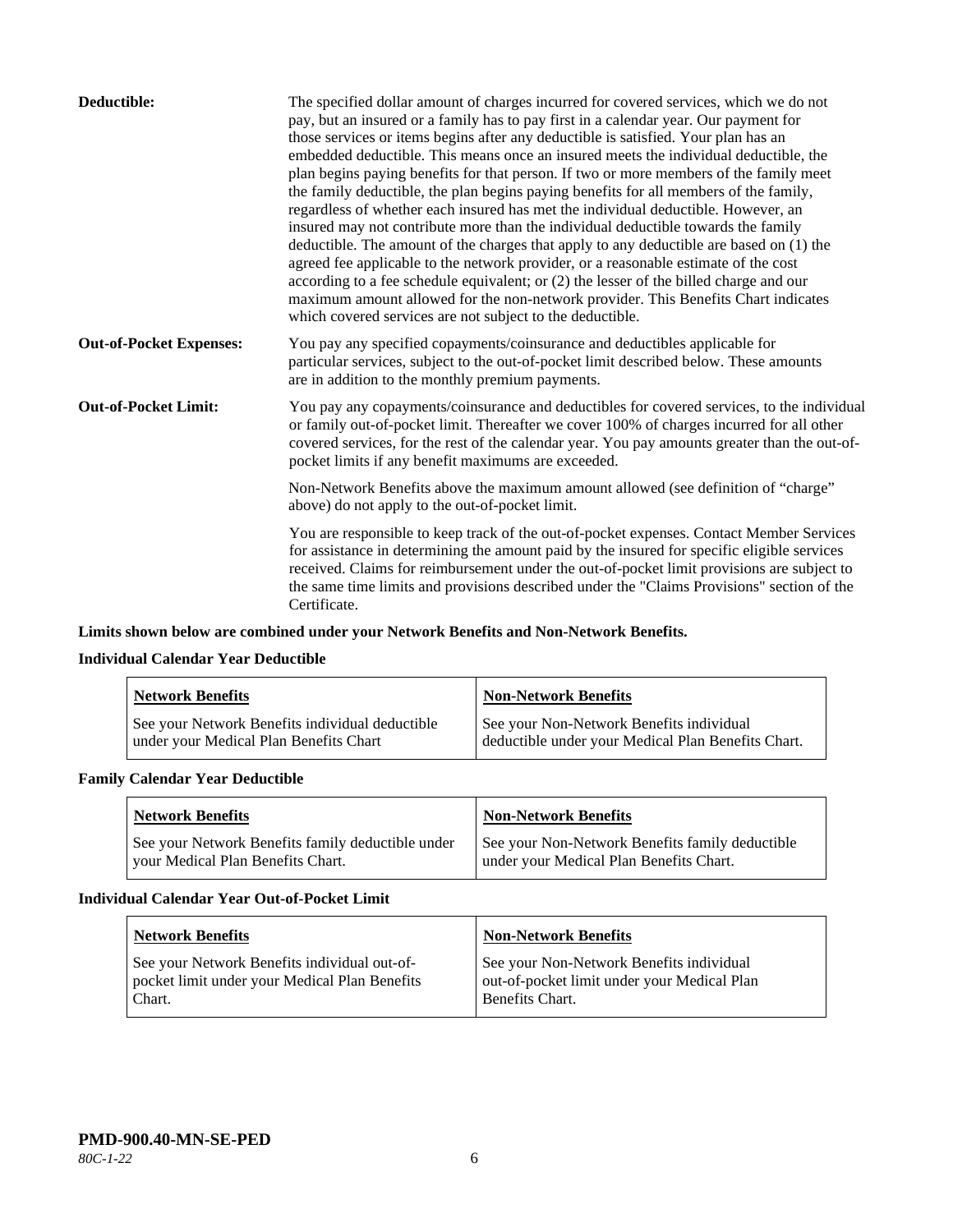**Deductible:** The specified dollar amount of charges incurred for covered services, which we do not pay, but an insured or a family has to pay first in a calendar year. Our payment for those services or items begins after any deductible is satisfied. Your plan has an embedded deductible. This means once an insured meets the individual deductible, the plan begins paying benefits for that person. If two or more members of the family meet the family deductible, the plan begins paying benefits for all members of the family, regardless of whether each insured has met the individual deductible. However, an insured may not contribute more than the individual deductible towards the family deductible. The amount of the charges that apply to any deductible are based on (1) the agreed fee applicable to the network provider, or a reasonable estimate of the cost according to a fee schedule equivalent; or (2) the lesser of the billed charge and our maximum amount allowed for the non-network provider. This Benefits Chart indicates which covered services are not subject to the deductible.

**Out-of-Pocket Expenses:** You pay any specified copayments/coinsurance and deductibles applicable for particular services, subject to the out-of-pocket limit described below. These amounts are in addition to the monthly premium payments.

**Out-of-Pocket Limit:** You pay any copayments/coinsurance and deductibles for covered services, to the individual or family out-of-pocket limit. Thereafter we cover 100% of charges incurred for all other covered services, for the rest of the calendar year. You pay amounts greater than the out-of-pocket limits if any benefit maximums are exceeded.

Non-Network Benefits above the maximum amount allowed (see definition of "charge" above) do not apply to the out-of-pocket limit.

You are responsible to keep track of the out-of-pocket expenses. Contact Member Services for assistance in determining the amount paid by the insured for specific eligible services received. Claims for reimbursement under the out-of-pocket limit provisions are subject to the same time limits and provisions described under the "Claims Provisions" section of the Certificate.

**Limits shown below are combined under your Network Benefits and Non-Network Benefits.**

**Individual Calendar Year Deductible**

| Network Benefits | Non-Network Benefits |
|---|---|
| See your Network Benefits individual deductible under your Medical Plan Benefits Chart | See your Non-Network Benefits individual deductible under your Medical Plan Benefits Chart. |

**Family Calendar Year Deductible**

| Network Benefits | Non-Network Benefits |
|---|---|
| See your Network Benefits family deductible under your Medical Plan Benefits Chart. | See your Non-Network Benefits family deductible under your Medical Plan Benefits Chart. |

**Individual Calendar Year Out-of-Pocket Limit**

| Network Benefits | Non-Network Benefits |
|---|---|
| See your Network Benefits individual out-of-pocket limit under your Medical Plan Benefits Chart. | See your Non-Network Benefits individual out-of-pocket limit under your Medical Plan Benefits Chart. |

**PMD-900.40-MN-SE-PED**
*80C-1-22*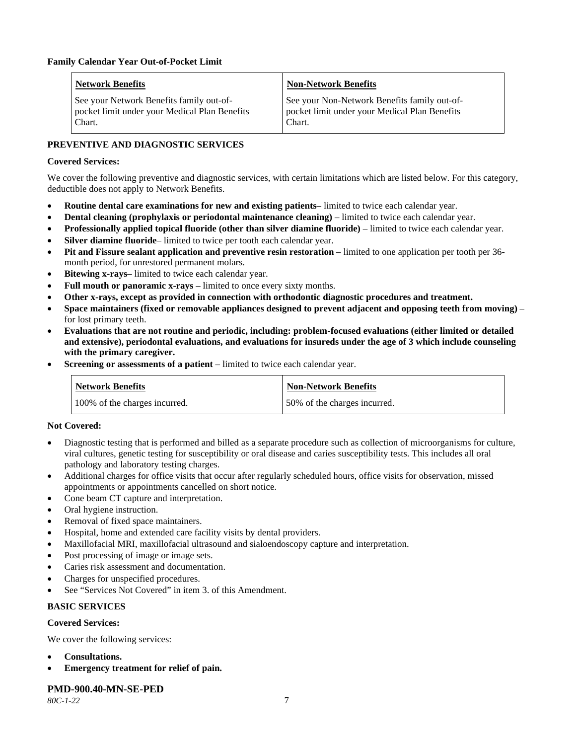**Family Calendar Year Out-of-Pocket Limit**

| Network Benefits | Non-Network Benefits |
|---|---|
| See your Network Benefits family out-of-pocket limit under your Medical Plan Benefits Chart. | See your Non-Network Benefits family out-of-pocket limit under your Medical Plan Benefits Chart. |

**PREVENTIVE AND DIAGNOSTIC SERVICES**

**Covered Services:**

We cover the following preventive and diagnostic services, with certain limitations which are listed below. For this category, deductible does not apply to Network Benefits.

- **Routine dental care examinations for new and existing patients**– limited to twice each calendar year.
- **Dental cleaning (prophylaxis or periodontal maintenance cleaning)** – limited to twice each calendar year.
- **Professionally applied topical fluoride (other than silver diamine fluoride)** – limited to twice each calendar year.
- **Silver diamine fluoride**– limited to twice per tooth each calendar year.
- **Pit and Fissure sealant application and preventive resin restoration** – limited to one application per tooth per 36-month period, for unrestored permanent molars.
- **Bitewing x-rays**– limited to twice each calendar year.
- **Full mouth or panoramic x-rays** – limited to once every sixty months.
- **Other x-rays, except as provided in connection with orthodontic diagnostic procedures and treatment.**
- **Space maintainers (fixed or removable appliances designed to prevent adjacent and opposing teeth from moving)** – for lost primary teeth.
- **Evaluations that are not routine and periodic, including: problem-focused evaluations (either limited or detailed and extensive), periodontal evaluations, and evaluations for insureds under the age of 3 which include counseling with the primary caregiver.**
- **Screening or assessments of a patient** – limited to twice each calendar year.

| Network Benefits | Non-Network Benefits |
|---|---|
| 100% of the charges incurred. | 50% of the charges incurred. |

**Not Covered:**

- Diagnostic testing that is performed and billed as a separate procedure such as collection of microorganisms for culture, viral cultures, genetic testing for susceptibility or oral disease and caries susceptibility tests. This includes all oral pathology and laboratory testing charges.
- Additional charges for office visits that occur after regularly scheduled hours, office visits for observation, missed appointments or appointments cancelled on short notice.
- Cone beam CT capture and interpretation.
- Oral hygiene instruction.
- Removal of fixed space maintainers.
- Hospital, home and extended care facility visits by dental providers.
- Maxillofacial MRI, maxillofacial ultrasound and sialoendoscopy capture and interpretation.
- Post processing of image or image sets.
- Caries risk assessment and documentation.
- Charges for unspecified procedures.
- See "Services Not Covered" in item 3. of this Amendment.

**BASIC SERVICES**

**Covered Services:**

We cover the following services:

- **Consultations.**
- **Emergency treatment for relief of pain.**

**PMD-900.40-MN-SE-PED**

*80C-1-22*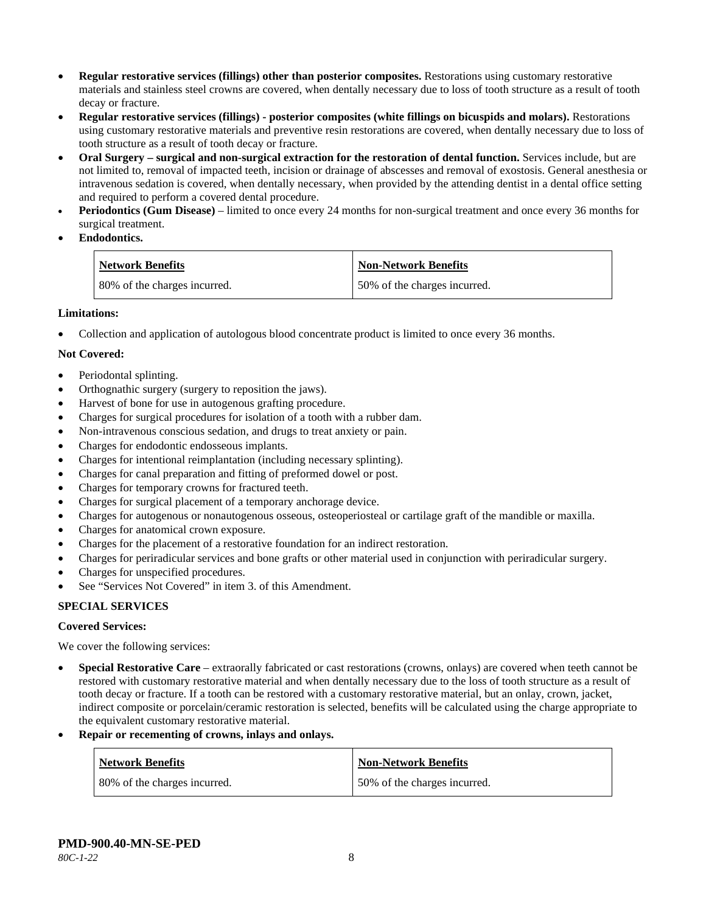- **Regular restorative services (fillings) other than posterior composites.** Restorations using customary restorative materials and stainless steel crowns are covered, when dentally necessary due to loss of tooth structure as a result of tooth decay or fracture.
- **Regular restorative services (fillings) - posterior composites (white fillings on bicuspids and molars).** Restorations using customary restorative materials and preventive resin restorations are covered, when dentally necessary due to loss of tooth structure as a result of tooth decay or fracture.
- **Oral Surgery – surgical and non-surgical extraction for the restoration of dental function.** Services include, but are not limited to, removal of impacted teeth, incision or drainage of abscesses and removal of exostosis. General anesthesia or intravenous sedation is covered, when dentally necessary, when provided by the attending dentist in a dental office setting and required to perform a covered dental procedure.
- **Periodontics (Gum Disease)** – limited to once every 24 months for non-surgical treatment and once every 36 months for surgical treatment.
- **Endodontics.**

| Network Benefits | Non-Network Benefits |
|---|---|
| 80% of the charges incurred. | 50% of the charges incurred. |

**Limitations:**

- Collection and application of autologous blood concentrate product is limited to once every 36 months.

**Not Covered:**

- Periodontal splinting.
- Orthognathic surgery (surgery to reposition the jaws).
- Harvest of bone for use in autogenous grafting procedure.
- Charges for surgical procedures for isolation of a tooth with a rubber dam.
- Non-intravenous conscious sedation, and drugs to treat anxiety or pain.
- Charges for endodontic endosseous implants.
- Charges for intentional reimplantation (including necessary splinting).
- Charges for canal preparation and fitting of preformed dowel or post.
- Charges for temporary crowns for fractured teeth.
- Charges for surgical placement of a temporary anchorage device.
- Charges for autogenous or nonautogenous osseous, osteoperiosteal or cartilage graft of the mandible or maxilla.
- Charges for anatomical crown exposure.
- Charges for the placement of a restorative foundation for an indirect restoration.
- Charges for periradicular services and bone grafts or other material used in conjunction with periradicular surgery.
- Charges for unspecified procedures.
- See "Services Not Covered" in item 3. of this Amendment.

**SPECIAL SERVICES**

**Covered Services:**

We cover the following services:

- **Special Restorative Care** – extraorally fabricated or cast restorations (crowns, onlays) are covered when teeth cannot be restored with customary restorative material and when dentally necessary due to the loss of tooth structure as a result of tooth decay or fracture. If a tooth can be restored with a customary restorative material, but an onlay, crown, jacket, indirect composite or porcelain/ceramic restoration is selected, benefits will be calculated using the charge appropriate to the equivalent customary restorative material.
- **Repair or recementing of crowns, inlays and onlays.**

| Network Benefits | Non-Network Benefits |
|---|---|
| 80% of the charges incurred. | 50% of the charges incurred. |

**PMD-900.40-MN-SE-PED**
*80C-1-22*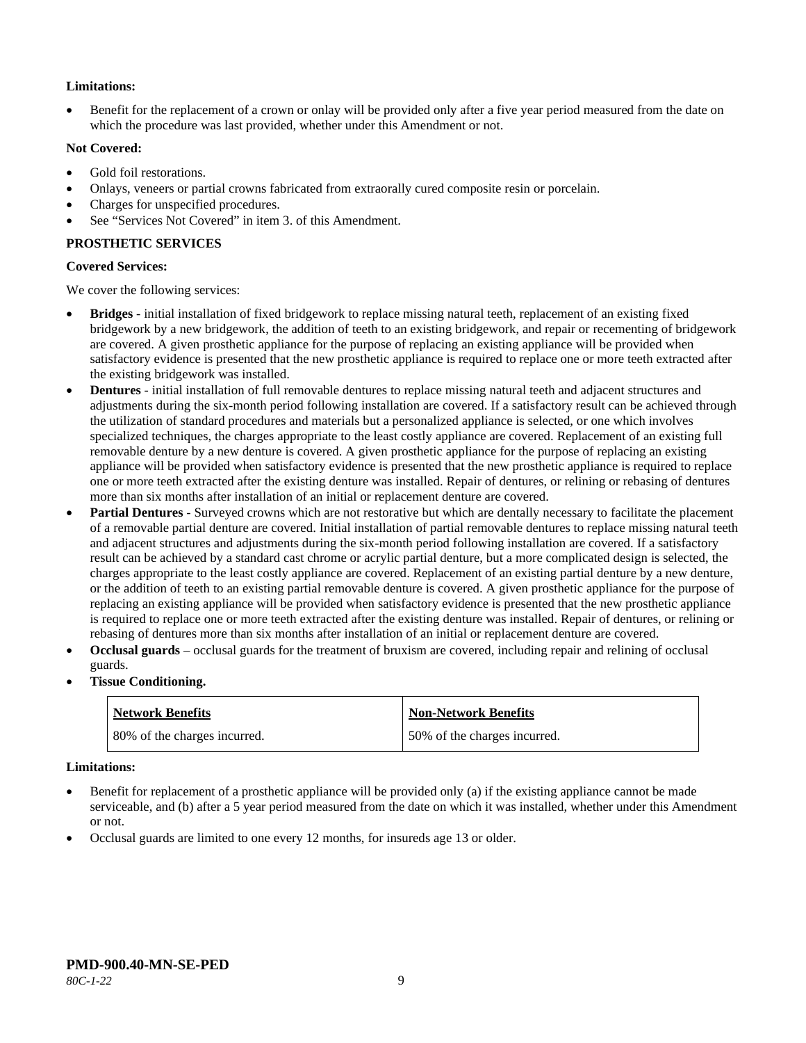**Limitations:**

- Benefit for the replacement of a crown or onlay will be provided only after a five year period measured from the date on which the procedure was last provided, whether under this Amendment or not.

**Not Covered:**

- Gold foil restorations.
- Onlays, veneers or partial crowns fabricated from extraorally cured composite resin or porcelain.
- Charges for unspecified procedures.
- See "Services Not Covered" in item 3. of this Amendment.

**PROSTHETIC SERVICES**

**Covered Services:**

We cover the following services:

- **Bridges** - initial installation of fixed bridgework to replace missing natural teeth, replacement of an existing fixed bridgework by a new bridgework, the addition of teeth to an existing bridgework, and repair or recementing of bridgework are covered. A given prosthetic appliance for the purpose of replacing an existing appliance will be provided when satisfactory evidence is presented that the new prosthetic appliance is required to replace one or more teeth extracted after the existing bridgework was installed.
- **Dentures** - initial installation of full removable dentures to replace missing natural teeth and adjacent structures and adjustments during the six-month period following installation are covered. If a satisfactory result can be achieved through the utilization of standard procedures and materials but a personalized appliance is selected, or one which involves specialized techniques, the charges appropriate to the least costly appliance are covered. Replacement of an existing full removable denture by a new denture is covered. A given prosthetic appliance for the purpose of replacing an existing appliance will be provided when satisfactory evidence is presented that the new prosthetic appliance is required to replace one or more teeth extracted after the existing denture was installed. Repair of dentures, or relining or rebasing of dentures more than six months after installation of an initial or replacement denture are covered.
- **Partial Dentures** - Surveyed crowns which are not restorative but which are dentally necessary to facilitate the placement of a removable partial denture are covered. Initial installation of partial removable dentures to replace missing natural teeth and adjacent structures and adjustments during the six-month period following installation are covered. If a satisfactory result can be achieved by a standard cast chrome or acrylic partial denture, but a more complicated design is selected, the charges appropriate to the least costly appliance are covered. Replacement of an existing partial denture by a new denture, or the addition of teeth to an existing partial removable denture is covered. A given prosthetic appliance for the purpose of replacing an existing appliance will be provided when satisfactory evidence is presented that the new prosthetic appliance is required to replace one or more teeth extracted after the existing denture was installed. Repair of dentures, or relining or rebasing of dentures more than six months after installation of an initial or replacement denture are covered.
- **Occlusal guards** – occlusal guards for the treatment of bruxism are covered, including repair and relining of occlusal guards.
- **Tissue Conditioning.**

| Network Benefits | Non-Network Benefits |
|---|---|
| 80% of the charges incurred. | 50% of the charges incurred. |

**Limitations:**

- Benefit for replacement of a prosthetic appliance will be provided only (a) if the existing appliance cannot be made serviceable, and (b) after a 5 year period measured from the date on which it was installed, whether under this Amendment or not.
- Occlusal guards are limited to one every 12 months, for insureds age 13 or older.

**PMD-900.40-MN-SE-PED**
*80C-1-22*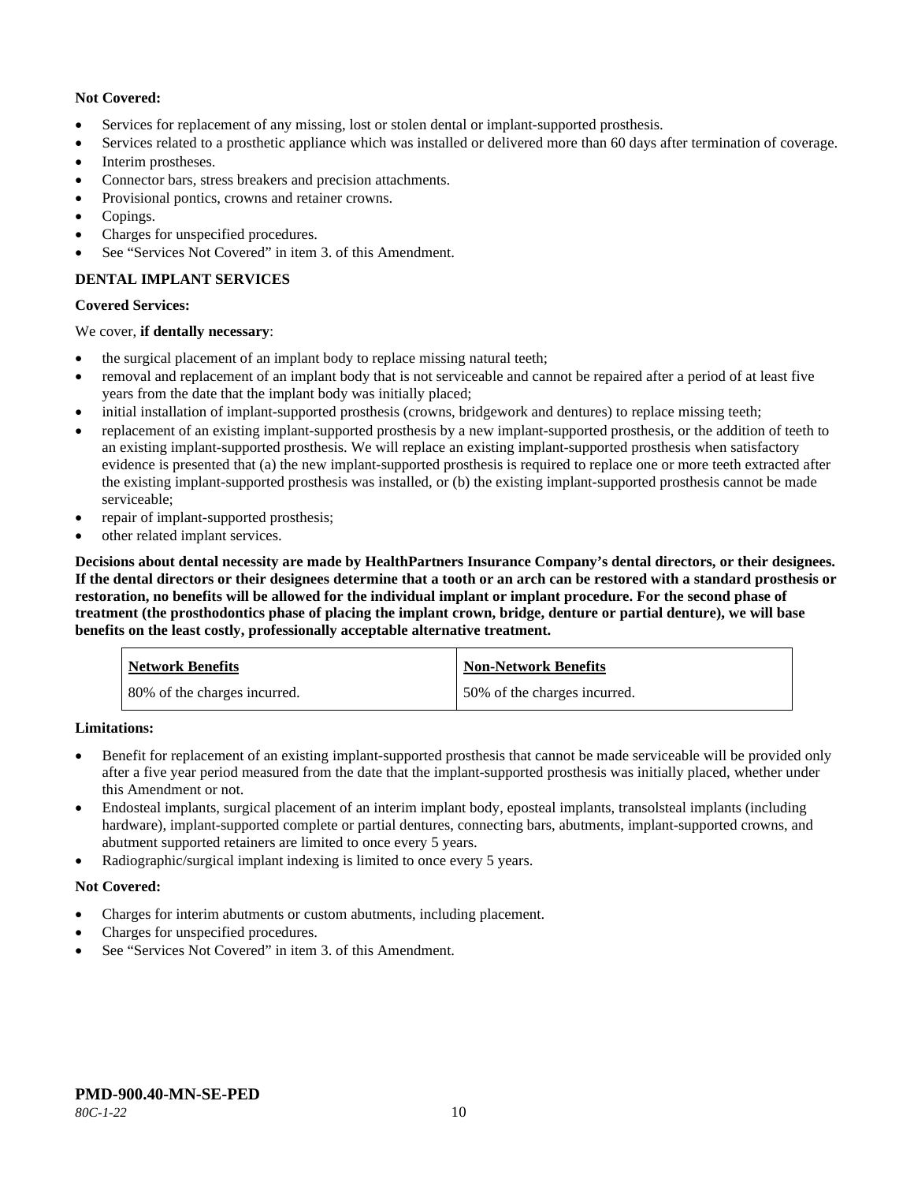**Not Covered:**

- Services for replacement of any missing, lost or stolen dental or implant-supported prosthesis.
- Services related to a prosthetic appliance which was installed or delivered more than 60 days after termination of coverage.
- Interim prostheses.
- Connector bars, stress breakers and precision attachments.
- Provisional pontics, crowns and retainer crowns.
- Copings.
- Charges for unspecified procedures.
- See "Services Not Covered" in item 3. of this Amendment.

**DENTAL IMPLANT SERVICES**

**Covered Services:**

We cover, **if dentally necessary**:

- the surgical placement of an implant body to replace missing natural teeth;
- removal and replacement of an implant body that is not serviceable and cannot be repaired after a period of at least five years from the date that the implant body was initially placed;
- initial installation of implant-supported prosthesis (crowns, bridgework and dentures) to replace missing teeth;
- replacement of an existing implant-supported prosthesis by a new implant-supported prosthesis, or the addition of teeth to an existing implant-supported prosthesis. We will replace an existing implant-supported prosthesis when satisfactory evidence is presented that (a) the new implant-supported prosthesis is required to replace one or more teeth extracted after the existing implant-supported prosthesis was installed, or (b) the existing implant-supported prosthesis cannot be made serviceable;
- repair of implant-supported prosthesis;
- other related implant services.

**Decisions about dental necessity are made by HealthPartners Insurance Company's dental directors, or their designees. If the dental directors or their designees determine that a tooth or an arch can be restored with a standard prosthesis or restoration, no benefits will be allowed for the individual implant or implant procedure. For the second phase of treatment (the prosthodontics phase of placing the implant crown, bridge, denture or partial denture), we will base benefits on the least costly, professionally acceptable alternative treatment.**

| Network Benefits | Non-Network Benefits |
|---|---|
| 80% of the charges incurred. | 50% of the charges incurred. |

**Limitations:**

- Benefit for replacement of an existing implant-supported prosthesis that cannot be made serviceable will be provided only after a five year period measured from the date that the implant-supported prosthesis was initially placed, whether under this Amendment or not.
- Endosteal implants, surgical placement of an interim implant body, eposteal implants, transolsteal implants (including hardware), implant-supported complete or partial dentures, connecting bars, abutments, implant-supported crowns, and abutment supported retainers are limited to once every 5 years.
- Radiographic/surgical implant indexing is limited to once every 5 years.

**Not Covered:**

- Charges for interim abutments or custom abutments, including placement.
- Charges for unspecified procedures.
- See "Services Not Covered" in item 3. of this Amendment.

**PMD-900.40-MN-SE-PED**
*80C-1-22*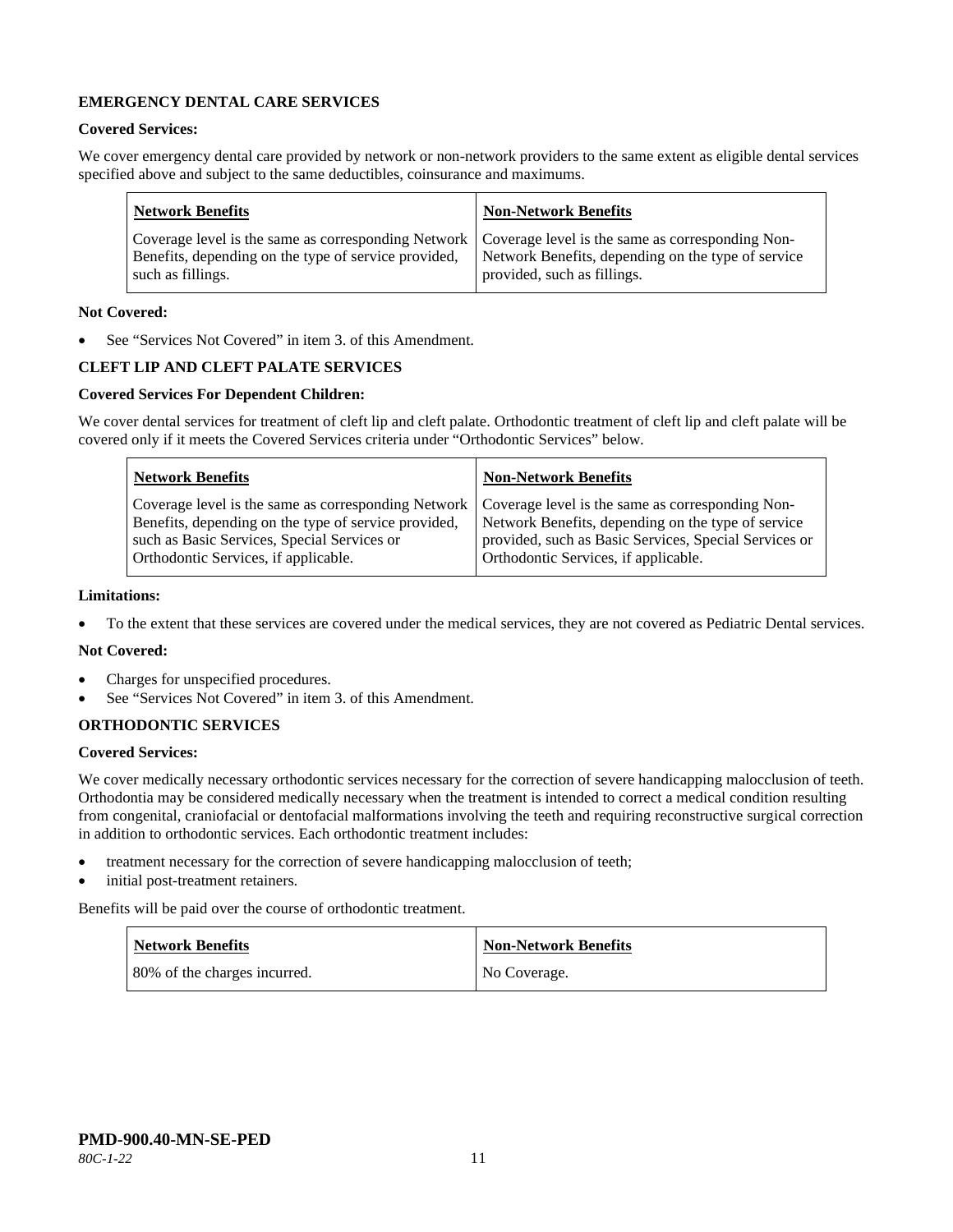**EMERGENCY DENTAL CARE SERVICES**

**Covered Services:**

We cover emergency dental care provided by network or non-network providers to the same extent as eligible dental services specified above and subject to the same deductibles, coinsurance and maximums.

| Network Benefits | Non-Network Benefits |
|---|---|
| Coverage level is the same as corresponding Network Benefits, depending on the type of service provided, such as fillings. | Coverage level is the same as corresponding Non-Network Benefits, depending on the type of service provided, such as fillings. |

**Not Covered:**

- See "Services Not Covered" in item 3. of this Amendment.

**CLEFT LIP AND CLEFT PALATE SERVICES**

**Covered Services For Dependent Children:**

We cover dental services for treatment of cleft lip and cleft palate. Orthodontic treatment of cleft lip and cleft palate will be covered only if it meets the Covered Services criteria under "Orthodontic Services" below.

| Network Benefits | Non-Network Benefits |
|---|---|
| Coverage level is the same as corresponding Network Benefits, depending on the type of service provided, such as Basic Services, Special Services or Orthodontic Services, if applicable. | Coverage level is the same as corresponding Non-Network Benefits, depending on the type of service provided, such as Basic Services, Special Services or Orthodontic Services, if applicable. |

**Limitations:**

- To the extent that these services are covered under the medical services, they are not covered as Pediatric Dental services.

**Not Covered:**

- Charges for unspecified procedures.
- See "Services Not Covered" in item 3. of this Amendment.

**ORTHODONTIC SERVICES**

**Covered Services:**

We cover medically necessary orthodontic services necessary for the correction of severe handicapping malocclusion of teeth. Orthodontia may be considered medically necessary when the treatment is intended to correct a medical condition resulting from congenital, craniofacial or dentofacial malformations involving the teeth and requiring reconstructive surgical correction in addition to orthodontic services. Each orthodontic treatment includes:

- treatment necessary for the correction of severe handicapping malocclusion of teeth;
- initial post-treatment retainers.

Benefits will be paid over the course of orthodontic treatment.

| Network Benefits | Non-Network Benefits |
|---|---|
| 80% of the charges incurred. | No Coverage. |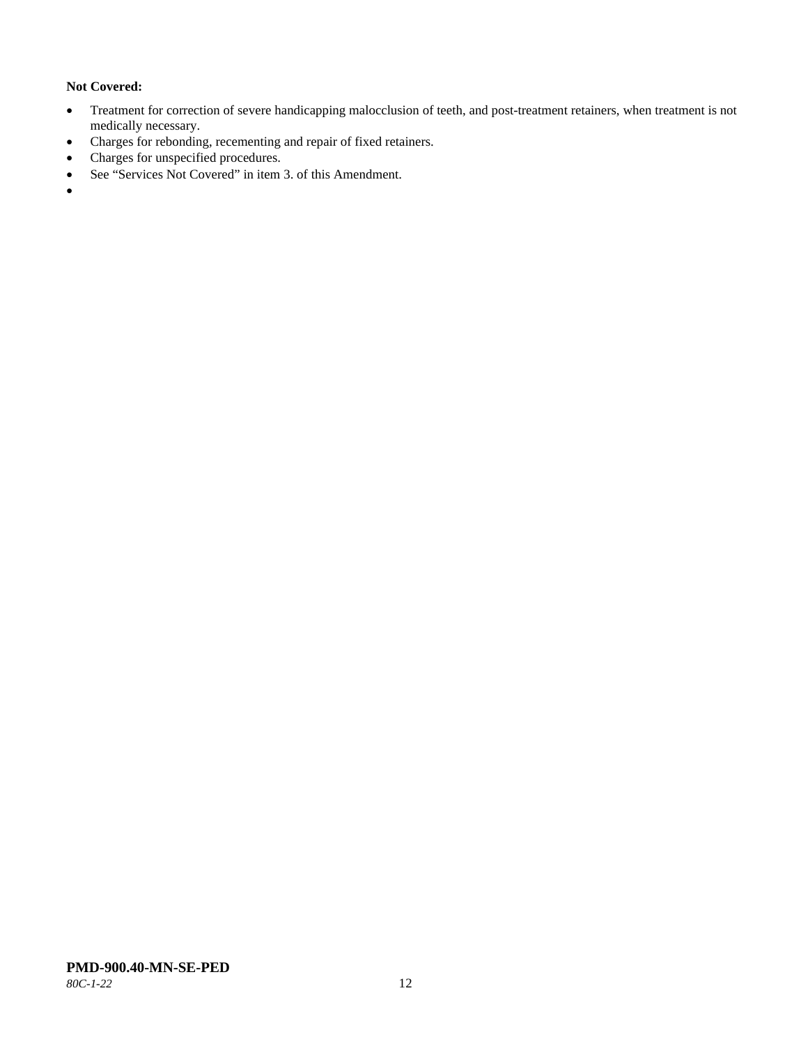**Not Covered:**

- Treatment for correction of severe handicapping malocclusion of teeth, and post-treatment retainers, when treatment is not medically necessary.
- Charges for rebonding, recementing and repair of fixed retainers.
- Charges for unspecified procedures.
- See "Services Not Covered" in item 3. of this Amendment.
-

**PMD-900.40-MN-SE-PED**
*80C-1-22*